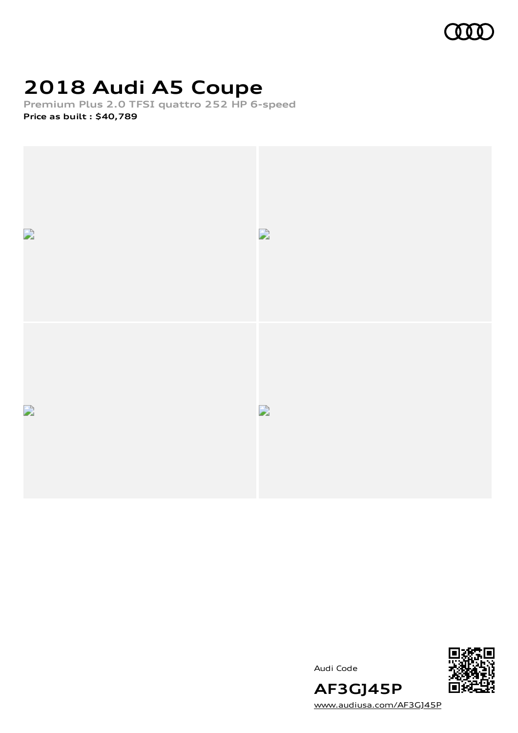# 2018 Audi A5 Coupe

**Premium Plus 2.0 TFSI quattro 252 HP 6-speed**

**Price as built : $40,789**

Audi Code

**AF3GJ45P**

www.audiusa.com/AF3GJ45P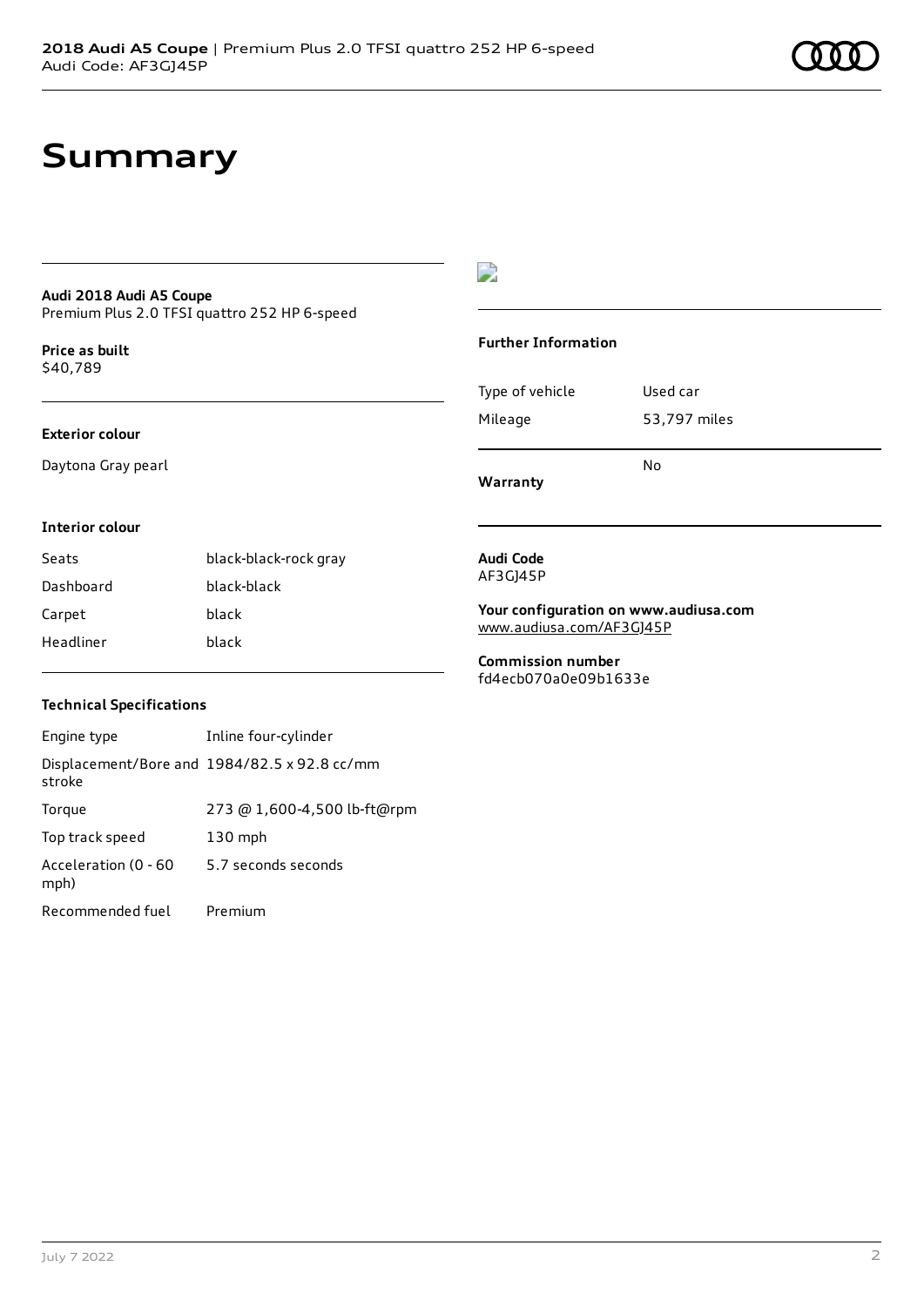# Summary

**Audi 2018 Audi A5 Coupe**
Premium Plus 2.0 TFSI quattro 252 HP 6-speed

**Price as built**
$40,789

**Exterior colour**

Daytona Gray pearl

**Interior colour**

| | |
|---|---|
| Seats | black-black-rock gray |
| Dashboard | black-black |
| Carpet | black |
| Headliner | black |

**Technical Specifications**

| | |
|---|---|
| Engine type | Inline four-cylinder |
| Displacement/Bore and stroke | 1984/82.5 x 92.8 cc/mm |
| Torque | 273 @ 1,600-4,500 lb-ft@rpm |
| Top track speed | 130 mph |
| Acceleration (0 - 60 mph) | 5.7 seconds seconds |
| Recommended fuel | Premium |

**Further Information**

| | |
|---|---|
| Type of vehicle | Used car |
| Mileage | 53,797 miles |
| **Warranty** | No |

**Audi Code**
AF3GJ45P

**Your configuration on www.audiusa.com**
www.audiusa.com/AF3GJ45P

**Commission number**
fd4ecb070a0e09b1633e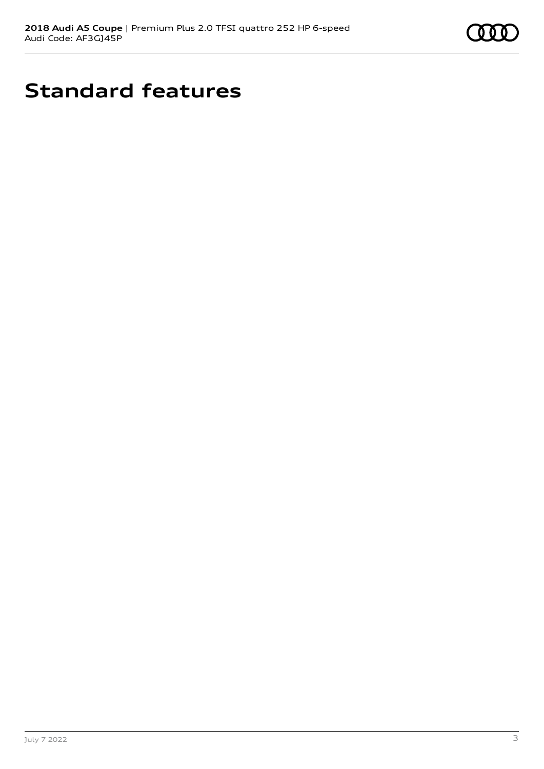# Standard features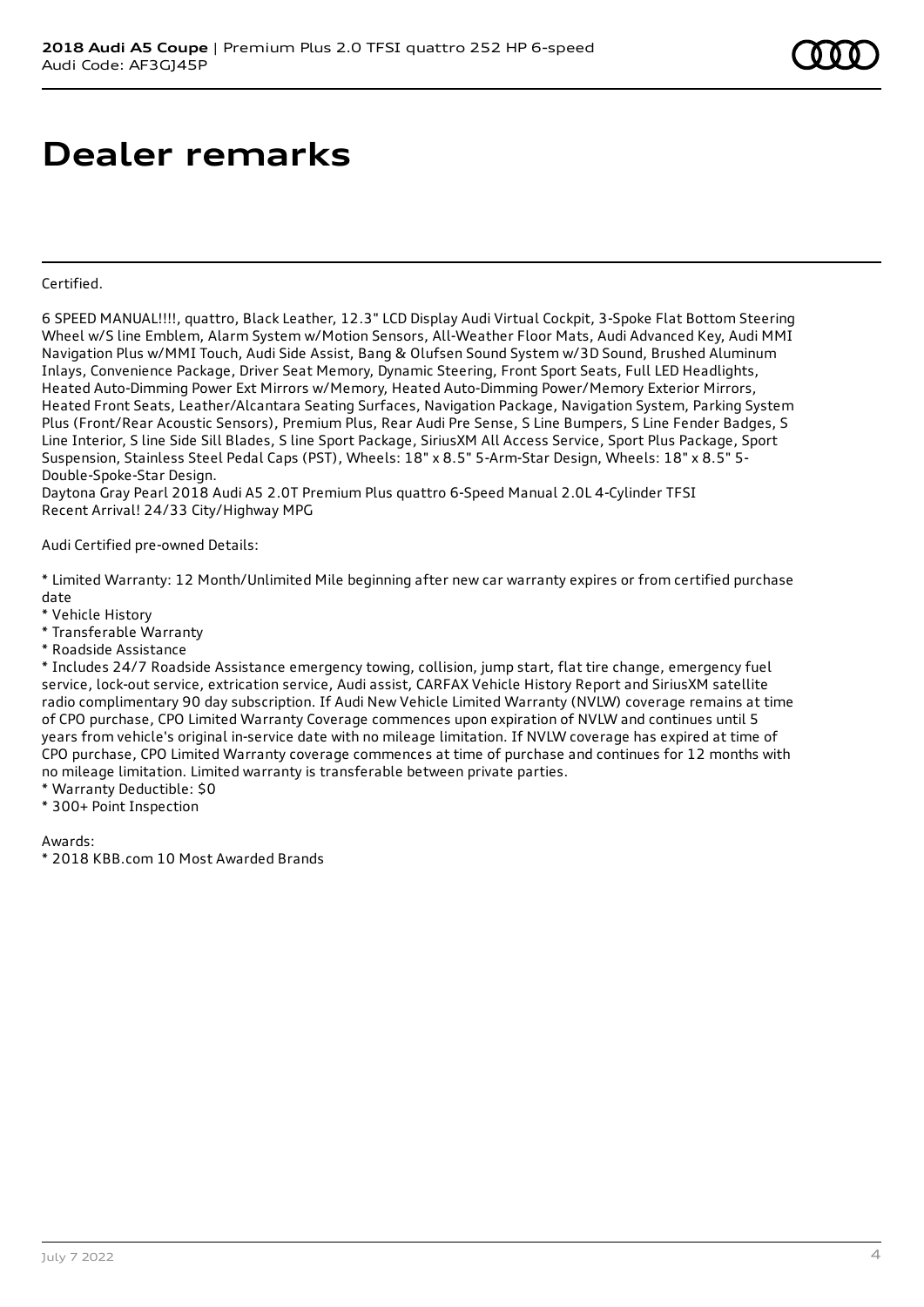# Dealer remarks

Certified.

6 SPEED MANUAL!!!!, quattro, Black Leather, 12.3" LCD Display Audi Virtual Cockpit, 3-Spoke Flat Bottom Steering Wheel w/S line Emblem, Alarm System w/Motion Sensors, All-Weather Floor Mats, Audi Advanced Key, Audi MMI Navigation Plus w/MMI Touch, Audi Side Assist, Bang & Olufsen Sound System w/3D Sound, Brushed Aluminum Inlays, Convenience Package, Driver Seat Memory, Dynamic Steering, Front Sport Seats, Full LED Headlights, Heated Auto-Dimming Power Ext Mirrors w/Memory, Heated Auto-Dimming Power/Memory Exterior Mirrors, Heated Front Seats, Leather/Alcantara Seating Surfaces, Navigation Package, Navigation System, Parking System Plus (Front/Rear Acoustic Sensors), Premium Plus, Rear Audi Pre Sense, S Line Bumpers, S Line Fender Badges, S Line Interior, S line Side Sill Blades, S line Sport Package, SiriusXM All Access Service, Sport Plus Package, Sport Suspension, Stainless Steel Pedal Caps (PST), Wheels: 18" x 8.5" 5-Arm-Star Design, Wheels: 18" x 8.5" 5-Double-Spoke-Star Design.
Daytona Gray Pearl 2018 Audi A5 2.0T Premium Plus quattro 6-Speed Manual 2.0L 4-Cylinder TFSI
Recent Arrival! 24/33 City/Highway MPG

Audi Certified pre-owned Details:

* Limited Warranty: 12 Month/Unlimited Mile beginning after new car warranty expires or from certified purchase date
* Vehicle History
* Transferable Warranty
* Roadside Assistance
* Includes 24/7 Roadside Assistance emergency towing, collision, jump start, flat tire change, emergency fuel service, lock-out service, extrication service, Audi assist, CARFAX Vehicle History Report and SiriusXM satellite radio complimentary 90 day subscription. If Audi New Vehicle Limited Warranty (NVLW) coverage remains at time of CPO purchase, CPO Limited Warranty Coverage commences upon expiration of NVLW and continues until 5 years from vehicle's original in-service date with no mileage limitation. If NVLW coverage has expired at time of CPO purchase, CPO Limited Warranty coverage commences at time of purchase and continues for 12 months with no mileage limitation. Limited warranty is transferable between private parties.
* Warranty Deductible: $0
* 300+ Point Inspection

Awards:
* 2018 KBB.com 10 Most Awarded Brands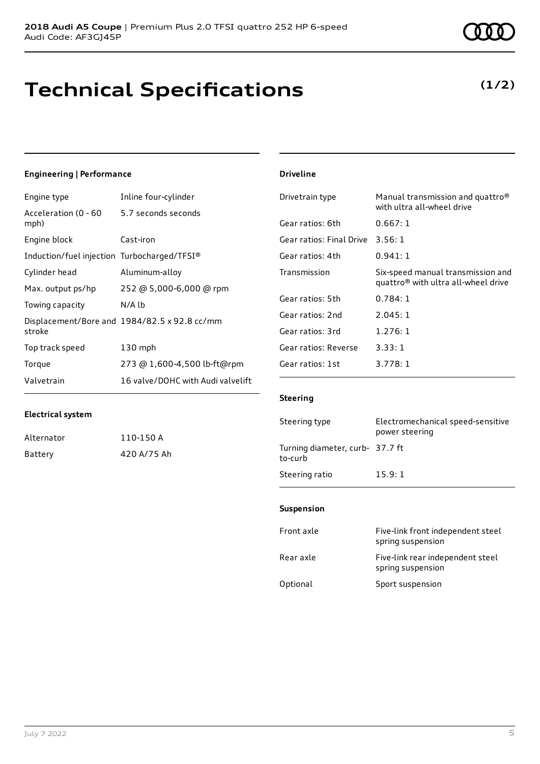# Technical Specifications

**(1/2)**

#### Engineering | Performance

| | |
|---|---|
| Engine type | Inline four-cylinder |
| Acceleration (0 - 60 mph) | 5.7 seconds seconds |
| Engine block | Cast-iron |
| Induction/fuel injection | Turbocharged/TFSI® |
| Cylinder head | Aluminum-alloy |
| Max. output ps/hp | 252 @ 5,000-6,000 @ rpm |
| Towing capacity | N/A lb |
| Displacement/Bore and stroke | 1984/82.5 x 92.8 cc/mm |
| Top track speed | 130 mph |
| Torque | 273 @ 1,600-4,500 lb-ft@rpm |
| Valvetrain | 16 valve/DOHC with Audi valvelift |

#### Electrical system

| | |
|---|---|
| Alternator | 110-150 A |
| Battery | 420 A/75 Ah |

#### Driveline

| | |
|---|---|
| Drivetrain type | Manual transmission and quattro® with ultra all-wheel drive |
| Gear ratios: 6th | 0.667: 1 |
| Gear ratios: Final Drive | 3.56: 1 |
| Gear ratios: 4th | 0.941: 1 |
| Transmission | Six-speed manual transmission and quattro® with ultra all-wheel drive |
| Gear ratios: 5th | 0.784: 1 |
| Gear ratios: 2nd | 2.045: 1 |
| Gear ratios: 3rd | 1.276: 1 |
| Gear ratios: Reverse | 3.33: 1 |
| Gear ratios: 1st | 3.778: 1 |

#### Steering

| | |
|---|---|
| Steering type | Electromechanical speed-sensitive power steering |
| Turning diameter, curb-to-curb | 37.7 ft |
| Steering ratio | 15.9: 1 |

#### Suspension

| | |
|---|---|
| Front axle | Five-link front independent steel spring suspension |
| Rear axle | Five-link rear independent steel spring suspension |
| Optional | Sport suspension |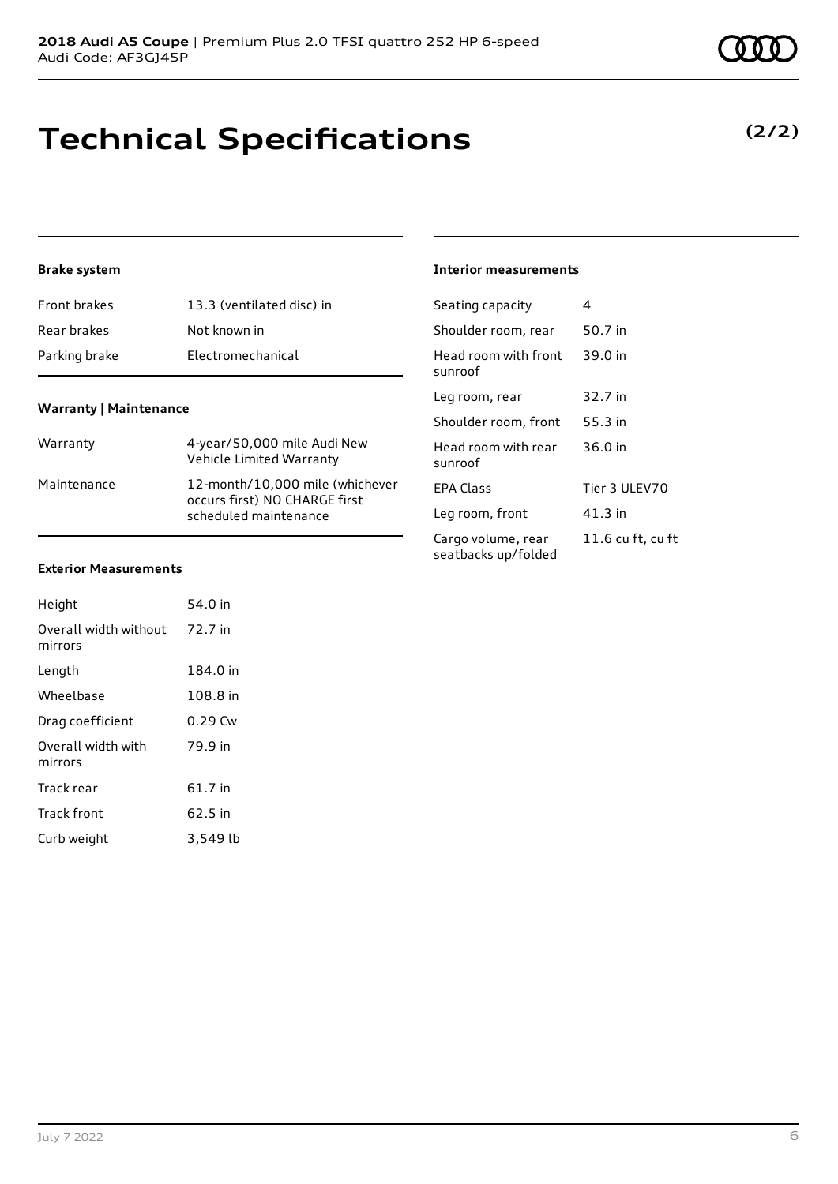# Technical Specifications

**(2/2)**

### Brake system

| | |
|---|---|
| Front brakes | 13.3 (ventilated disc) in |
| Rear brakes | Not known in |
| Parking brake | Electromechanical |

### Warranty | Maintenance

| | |
|---|---|
| Warranty | 4-year/50,000 mile Audi New Vehicle Limited Warranty |
| Maintenance | 12-month/10,000 mile (whichever occurs first) NO CHARGE first scheduled maintenance |

### Exterior Measurements

| | |
|---|---|
| Height | 54.0 in |
| Overall width without mirrors | 72.7 in |
| Length | 184.0 in |
| Wheelbase | 108.8 in |
| Drag coefficient | 0.29 Cw |
| Overall width with mirrors | 79.9 in |
| Track rear | 61.7 in |
| Track front | 62.5 in |
| Curb weight | 3,549 lb |

### Interior measurements

| | |
|---|---|
| Seating capacity | 4 |
| Shoulder room, rear | 50.7 in |
| Head room with front sunroof | 39.0 in |
| Leg room, rear | 32.7 in |
| Shoulder room, front | 55.3 in |
| Head room with rear sunroof | 36.0 in |
| EPA Class | Tier 3 ULEV70 |
| Leg room, front | 41.3 in |
| Cargo volume, rear seatbacks up/folded | 11.6 cu ft, cu ft |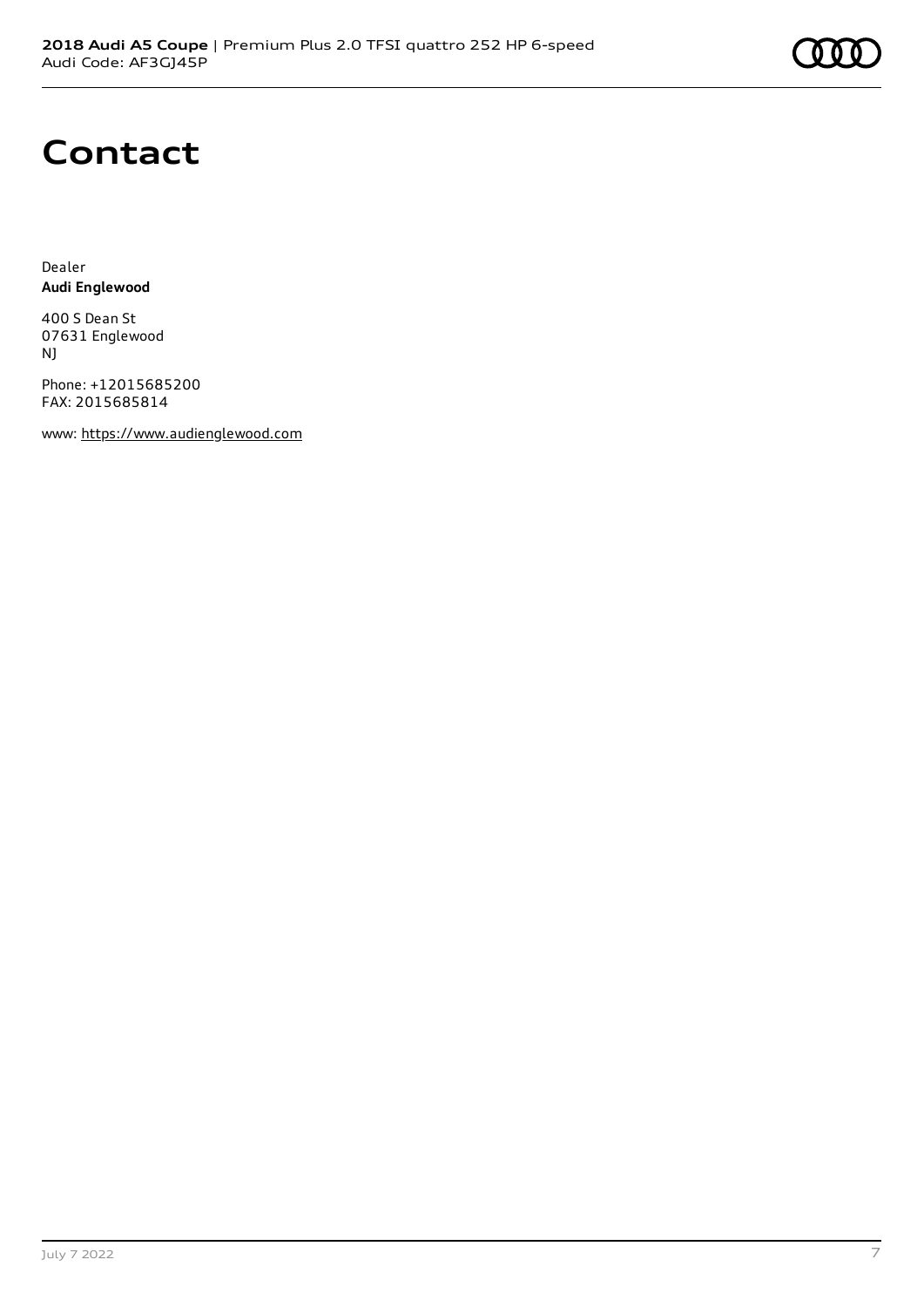# Contact

Dealer
**Audi Englewood**

400 S Dean St
07631 Englewood
NJ

Phone: +12015685200
FAX: 2015685814

www: https://www.audienglewood.com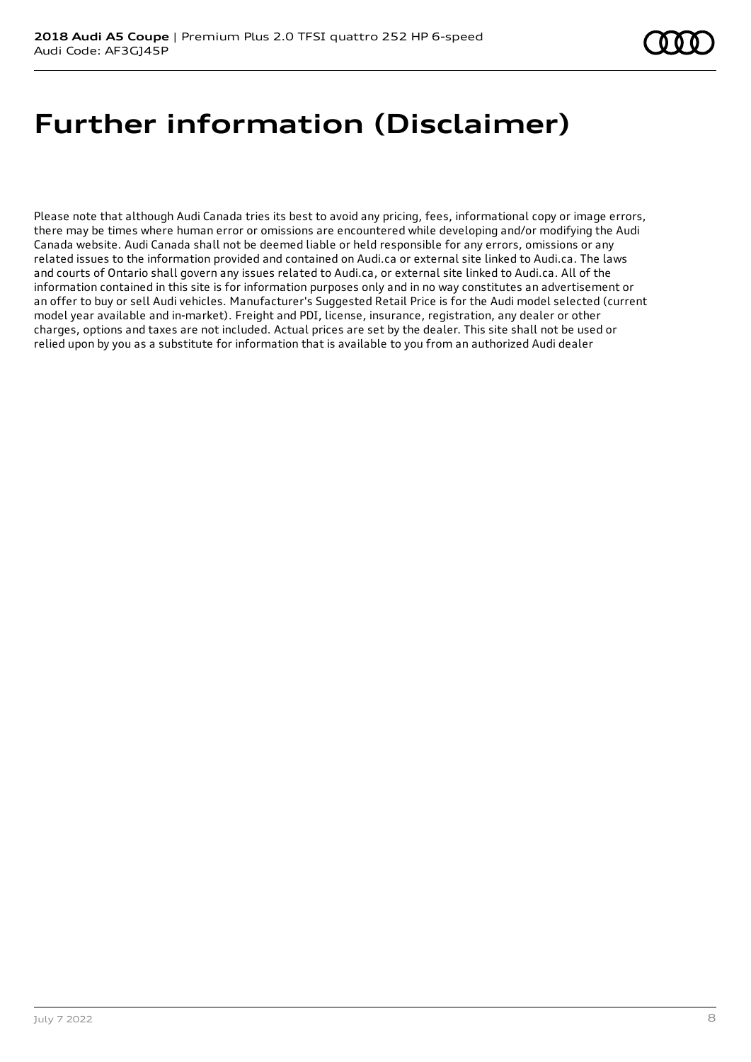# Further information (Disclaimer)

Please note that although Audi Canada tries its best to avoid any pricing, fees, informational copy or image errors, there may be times where human error or omissions are encountered while developing and/or modifying the Audi Canada website. Audi Canada shall not be deemed liable or held responsible for any errors, omissions or any related issues to the information provided and contained on Audi.ca or external site linked to Audi.ca. The laws and courts of Ontario shall govern any issues related to Audi.ca, or external site linked to Audi.ca. All of the information contained in this site is for information purposes only and in no way constitutes an advertisement or an offer to buy or sell Audi vehicles. Manufacturer's Suggested Retail Price is for the Audi model selected (current model year available and in-market). Freight and PDI, license, insurance, registration, any dealer or other charges, options and taxes are not included. Actual prices are set by the dealer. This site shall not be used or relied upon by you as a substitute for information that is available to you from an authorized Audi dealer